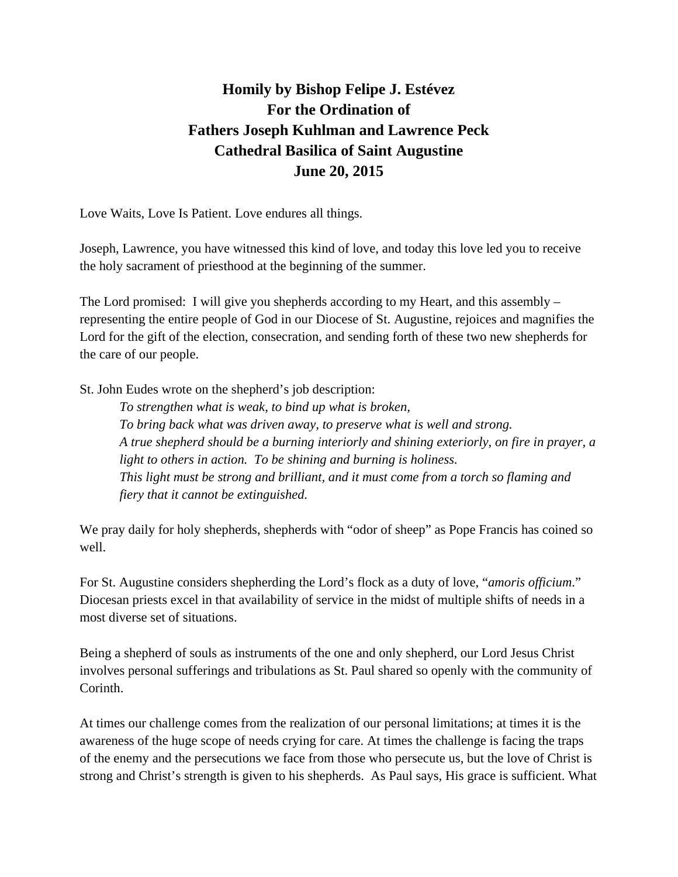# Homily by Bishop Felipe J. Estévez
# For the Ordination of
# Fathers Joseph Kuhlman and Lawrence Peck
# Cathedral Basilica of Saint Augustine
# June 20, 2015

Love Waits, Love Is Patient. Love endures all things.

Joseph, Lawrence, you have witnessed this kind of love, and today this love led you to receive the holy sacrament of priesthood at the beginning of the summer.

The Lord promised: I will give you shepherds according to my Heart, and this assembly – representing the entire people of God in our Diocese of St. Augustine, rejoices and magnifies the Lord for the gift of the election, consecration, and sending forth of these two new shepherds for the care of our people.

St. John Eudes wrote on the shepherd's job description:

> *To strengthen what is weak, to bind up what is broken,*
> *To bring back what was driven away, to preserve what is well and strong.*
> *A true shepherd should be a burning interiorly and shining exteriorly, on fire in prayer, a light to others in action. To be shining and burning is holiness.*
> *This light must be strong and brilliant, and it must come from a torch so flaming and fiery that it cannot be extinguished.*

We pray daily for holy shepherds, shepherds with "odor of sheep" as Pope Francis has coined so well.

For St. Augustine considers shepherding the Lord's flock as a duty of love, "*amoris officium*." Diocesan priests excel in that availability of service in the midst of multiple shifts of needs in a most diverse set of situations.

Being a shepherd of souls as instruments of the one and only shepherd, our Lord Jesus Christ involves personal sufferings and tribulations as St. Paul shared so openly with the community of Corinth.

At times our challenge comes from the realization of our personal limitations; at times it is the awareness of the huge scope of needs crying for care. At times the challenge is facing the traps of the enemy and the persecutions we face from those who persecute us, but the love of Christ is strong and Christ's strength is given to his shepherds. As Paul says, His grace is sufficient. What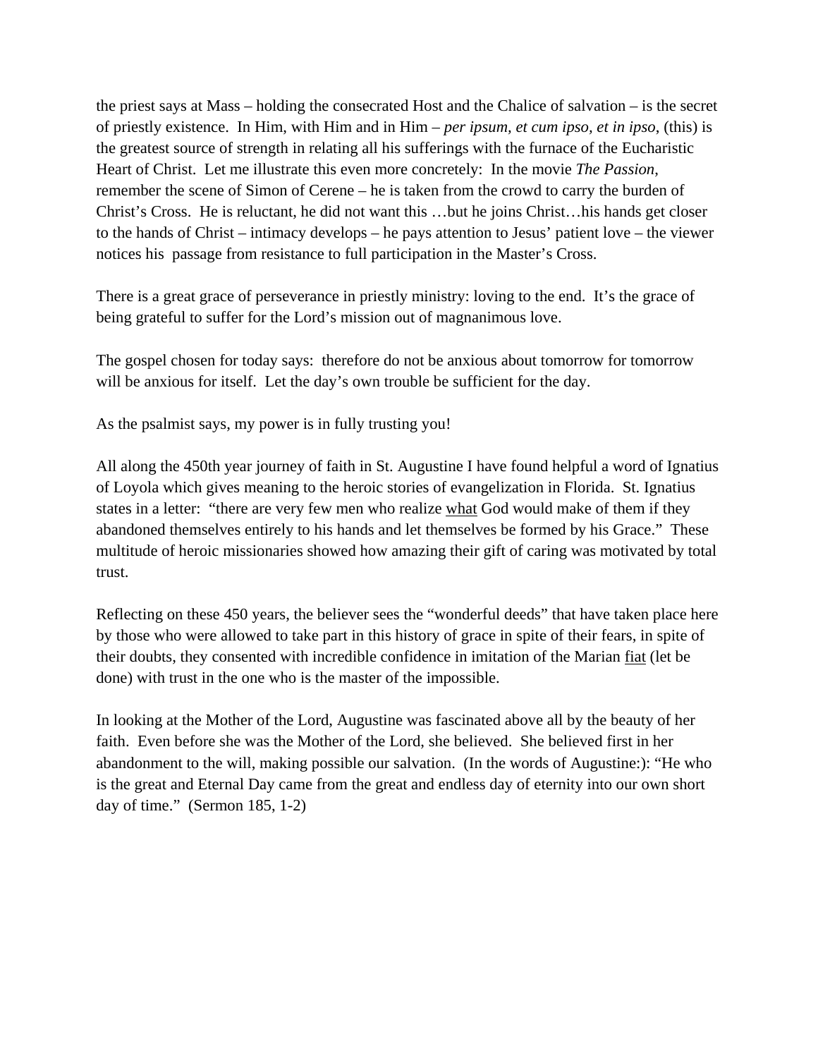the priest says at Mass – holding the consecrated Host and the Chalice of salvation – is the secret of priestly existence. In Him, with Him and in Him – *per ipsum, et cum ipso, et in ipso*, (this) is the greatest source of strength in relating all his sufferings with the furnace of the Eucharistic Heart of Christ. Let me illustrate this even more concretely: In the movie *The Passion*, remember the scene of Simon of Cerene – he is taken from the crowd to carry the burden of Christ's Cross. He is reluctant, he did not want this …but he joins Christ…his hands get closer to the hands of Christ – intimacy develops – he pays attention to Jesus' patient love – the viewer notices his passage from resistance to full participation in the Master's Cross.

There is a great grace of perseverance in priestly ministry: loving to the end. It's the grace of being grateful to suffer for the Lord's mission out of magnanimous love.

The gospel chosen for today says: therefore do not be anxious about tomorrow for tomorrow will be anxious for itself. Let the day's own trouble be sufficient for the day.

As the psalmist says, my power is in fully trusting you!

All along the 450th year journey of faith in St. Augustine I have found helpful a word of Ignatius of Loyola which gives meaning to the heroic stories of evangelization in Florida. St. Ignatius states in a letter: "there are very few men who realize <u>what</u> God would make of them if they abandoned themselves entirely to his hands and let themselves be formed by his Grace." These multitude of heroic missionaries showed how amazing their gift of caring was motivated by total trust.

Reflecting on these 450 years, the believer sees the "wonderful deeds" that have taken place here by those who were allowed to take part in this history of grace in spite of their fears, in spite of their doubts, they consented with incredible confidence in imitation of the Marian <u>fiat</u> (let be done) with trust in the one who is the master of the impossible.

In looking at the Mother of the Lord, Augustine was fascinated above all by the beauty of her faith. Even before she was the Mother of the Lord, she believed. She believed first in her abandonment to the will, making possible our salvation. (In the words of Augustine:): "He who is the great and Eternal Day came from the great and endless day of eternity into our own short day of time." (Sermon 185, 1-2)